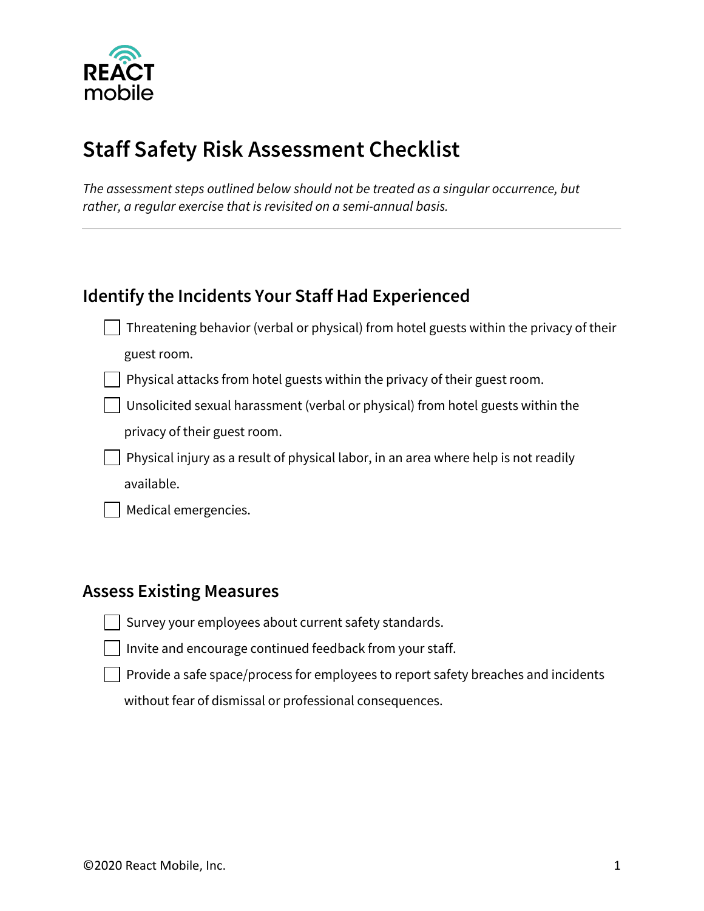REACT mobile

# Staff Safety Risk Assessment Checklist

*The assessment steps outlined below should not be treated as a singular occurrence, but rather, a regular exercise that is revisited on a semi-annual basis.*

---

## Identify the Incidents Your Staff Had Experienced

- [ ] Threatening behavior (verbal or physical) from hotel guests within the privacy of their guest room.
- [ ] Physical attacks from hotel guests within the privacy of their guest room.
- [ ] Unsolicited sexual harassment (verbal or physical) from hotel guests within the privacy of their guest room.
- [ ] Physical injury as a result of physical labor, in an area where help is not readily available.
- [ ] Medical emergencies.

## Assess Existing Measures

- [ ] Survey your employees about current safety standards.
- [ ] Invite and encourage continued feedback from your staff.
- [ ] Provide a safe space/process for employees to report safety breaches and incidents without fear of dismissal or professional consequences.

©2020 React Mobile, Inc.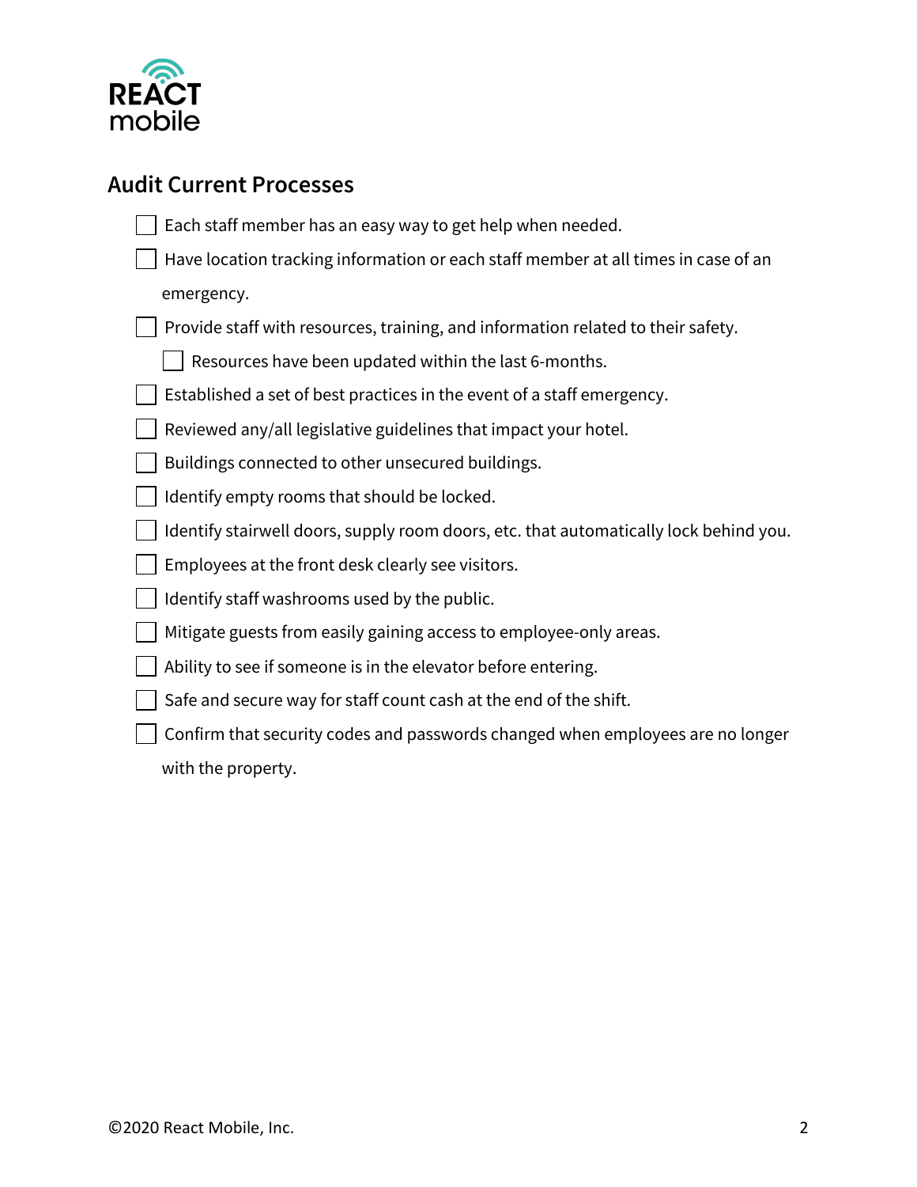## Audit Current Processes

- [ ] Each staff member has an easy way to get help when needed.
- [ ] Have location tracking information or each staff member at all times in case of an emergency.
- [ ] Provide staff with resources, training, and information related to their safety.
  - [ ] Resources have been updated within the last 6-months.
- [ ] Established a set of best practices in the event of a staff emergency.
- [ ] Reviewed any/all legislative guidelines that impact your hotel.
- [ ] Buildings connected to other unsecured buildings.
- [ ] Identify empty rooms that should be locked.
- [ ] Identify stairwell doors, supply room doors, etc. that automatically lock behind you.
- [ ] Employees at the front desk clearly see visitors.
- [ ] Identify staff washrooms used by the public.
- [ ] Mitigate guests from easily gaining access to employee-only areas.
- [ ] Ability to see if someone is in the elevator before entering.
- [ ] Safe and secure way for staff count cash at the end of the shift.
- [ ] Confirm that security codes and passwords changed when employees are no longer with the property.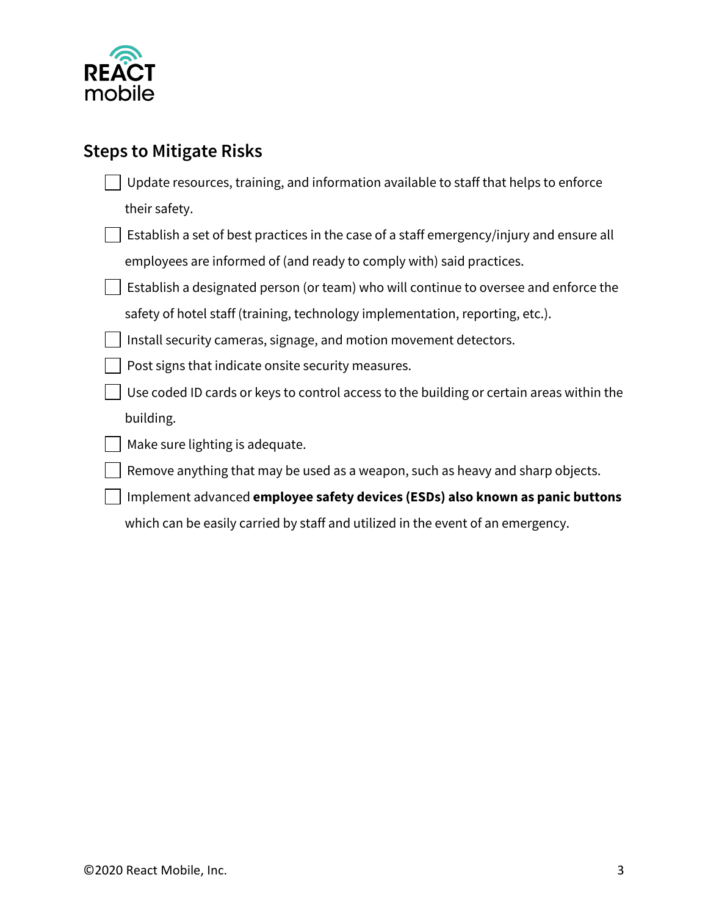## Steps to Mitigate Risks

- [ ] Update resources, training, and information available to staff that helps to enforce their safety.
- [ ] Establish a set of best practices in the case of a staff emergency/injury and ensure all employees are informed of (and ready to comply with) said practices.
- [ ] Establish a designated person (or team) who will continue to oversee and enforce the safety of hotel staff (training, technology implementation, reporting, etc.).
- [ ] Install security cameras, signage, and motion movement detectors.
- [ ] Post signs that indicate onsite security measures.
- [ ] Use coded ID cards or keys to control access to the building or certain areas within the building.
- [ ] Make sure lighting is adequate.
- [ ] Remove anything that may be used as a weapon, such as heavy and sharp objects.
- [ ] Implement advanced **employee safety devices (ESDs) also known as panic buttons** which can be easily carried by staff and utilized in the event of an emergency.

©2020 React Mobile, Inc.